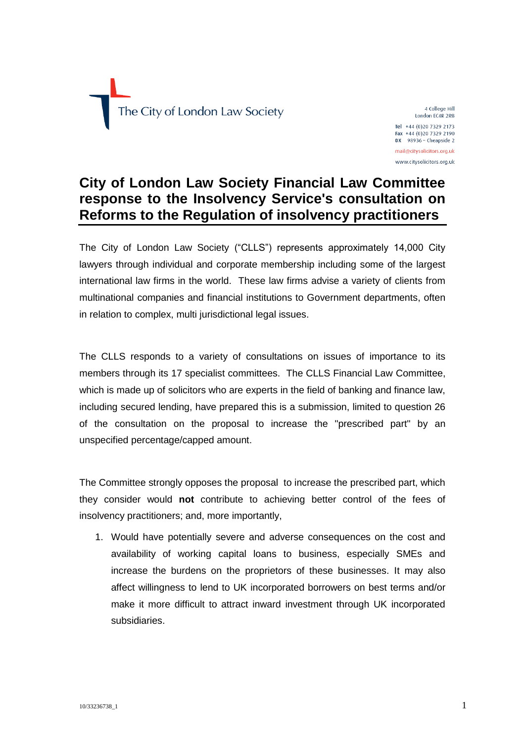The City of London Law Society

4 College Hill
London EC4R 2RB

Tel +44 (0)20 7329 2173
Fax +44 (0)20 7329 2190
DX 98936 – Cheapside 2

mail@citysolicitors.org.uk
www.citysolicitors.org.uk

# City of London Law Society Financial Law Committee response to the Insolvency Service's consultation on Reforms to the Regulation of insolvency practitioners

The City of London Law Society ("CLLS") represents approximately 14,000 City lawyers through individual and corporate membership including some of the largest international law firms in the world. These law firms advise a variety of clients from multinational companies and financial institutions to Government departments, often in relation to complex, multi jurisdictional legal issues.

The CLLS responds to a variety of consultations on issues of importance to its members through its 17 specialist committees. The CLLS Financial Law Committee, which is made up of solicitors who are experts in the field of banking and finance law, including secured lending, have prepared this is a submission, limited to question 26 of the consultation on the proposal to increase the "prescribed part" by an unspecified percentage/capped amount.

The Committee strongly opposes the proposal to increase the prescribed part, which they consider would **not** contribute to achieving better control of the fees of insolvency practitioners; and, more importantly,

1. Would have potentially severe and adverse consequences on the cost and availability of working capital loans to business, especially SMEs and increase the burdens on the proprietors of these businesses. It may also affect willingness to lend to UK incorporated borrowers on best terms and/or make it more difficult to attract inward investment through UK incorporated subsidiaries.

10/33236738_1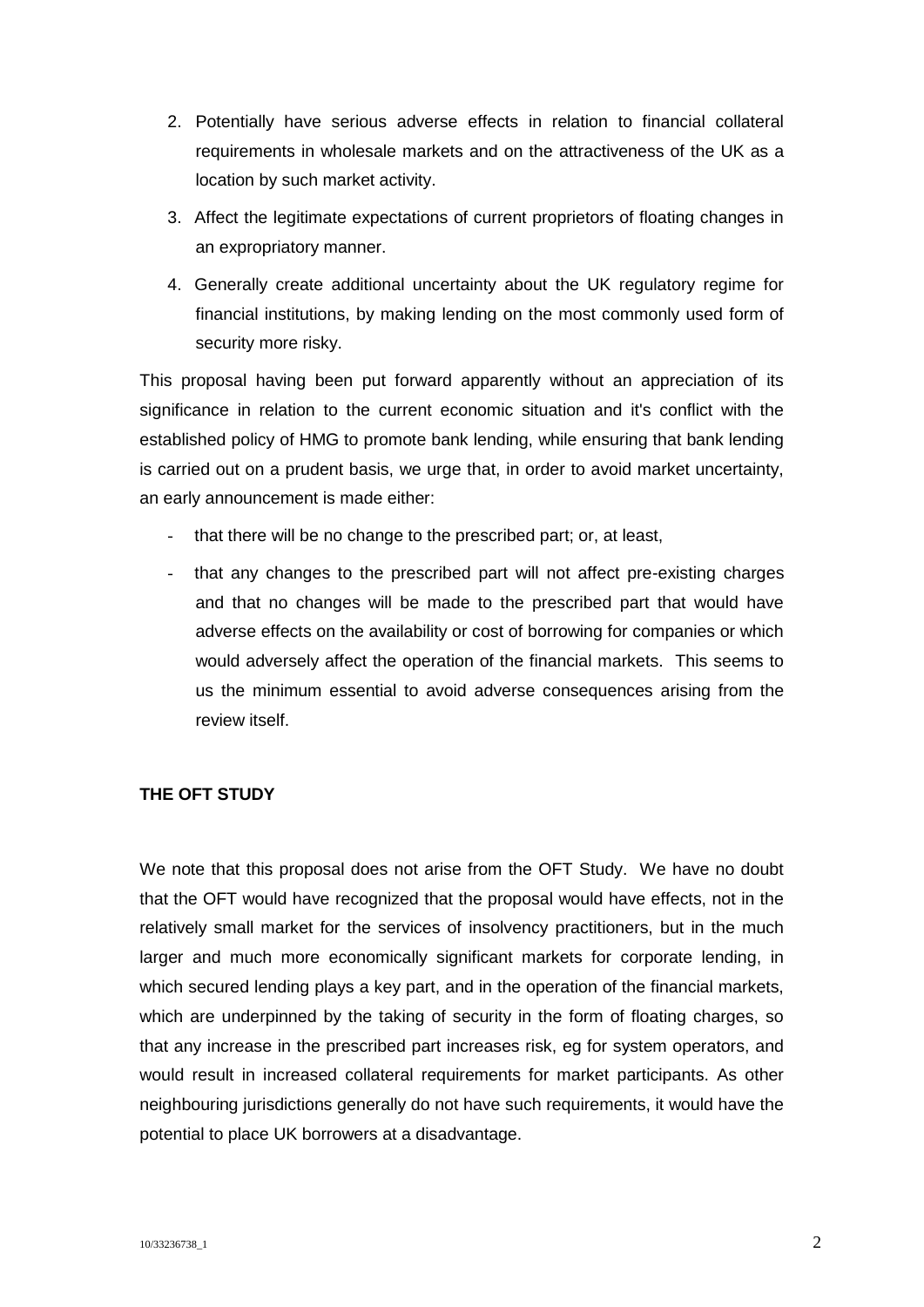2. Potentially have serious adverse effects in relation to financial collateral requirements in wholesale markets and on the attractiveness of the UK as a location by such market activity.
3. Affect the legitimate expectations of current proprietors of floating changes in an expropriatory manner.
4. Generally create additional uncertainty about the UK regulatory regime for financial institutions, by making lending on the most commonly used form of security more risky.

This proposal having been put forward apparently without an appreciation of its significance in relation to the current economic situation and it's conflict with the established policy of HMG to promote bank lending, while ensuring that bank lending is carried out on a prudent basis, we urge that, in order to avoid market uncertainty, an early announcement is made either:

- that there will be no change to the prescribed part; or, at least,
- that any changes to the prescribed part will not affect pre-existing charges and that no changes will be made to the prescribed part that would have adverse effects on the availability or cost of borrowing for companies or which would adversely affect the operation of the financial markets. This seems to us the minimum essential to avoid adverse consequences arising from the review itself.

**THE OFT STUDY**

We note that this proposal does not arise from the OFT Study. We have no doubt that the OFT would have recognized that the proposal would have effects, not in the relatively small market for the services of insolvency practitioners, but in the much larger and much more economically significant markets for corporate lending, in which secured lending plays a key part, and in the operation of the financial markets, which are underpinned by the taking of security in the form of floating charges, so that any increase in the prescribed part increases risk, eg for system operators, and would result in increased collateral requirements for market participants. As other neighbouring jurisdictions generally do not have such requirements, it would have the potential to place UK borrowers at a disadvantage.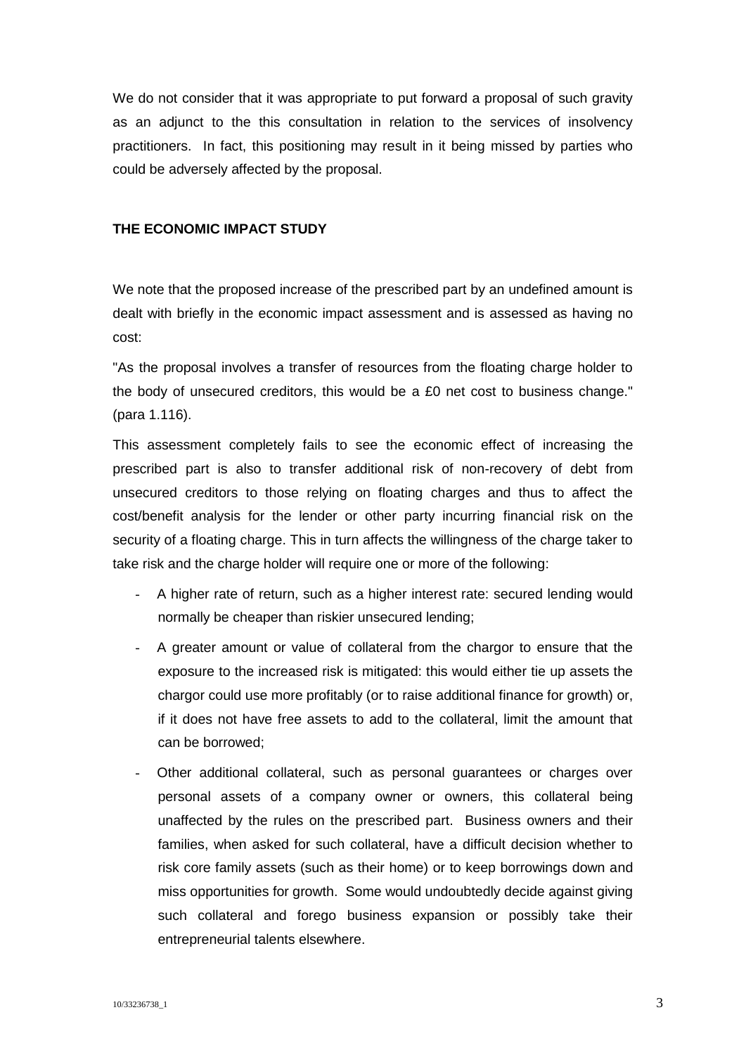We do not consider that it was appropriate to put forward a proposal of such gravity as an adjunct to the this consultation in relation to the services of insolvency practitioners. In fact, this positioning may result in it being missed by parties who could be adversely affected by the proposal.

**THE ECONOMIC IMPACT STUDY**

We note that the proposed increase of the prescribed part by an undefined amount is dealt with briefly in the economic impact assessment and is assessed as having no cost:

"As the proposal involves a transfer of resources from the floating charge holder to the body of unsecured creditors, this would be a £0 net cost to business change." (para 1.116).

This assessment completely fails to see the economic effect of increasing the prescribed part is also to transfer additional risk of non-recovery of debt from unsecured creditors to those relying on floating charges and thus to affect the cost/benefit analysis for the lender or other party incurring financial risk on the security of a floating charge. This in turn affects the willingness of the charge taker to take risk and the charge holder will require one or more of the following:

- A higher rate of return, such as a higher interest rate: secured lending would normally be cheaper than riskier unsecured lending;
- A greater amount or value of collateral from the chargor to ensure that the exposure to the increased risk is mitigated: this would either tie up assets the chargor could use more profitably (or to raise additional finance for growth) or, if it does not have free assets to add to the collateral, limit the amount that can be borrowed;
- Other additional collateral, such as personal guarantees or charges over personal assets of a company owner or owners, this collateral being unaffected by the rules on the prescribed part. Business owners and their families, when asked for such collateral, have a difficult decision whether to risk core family assets (such as their home) or to keep borrowings down and miss opportunities for growth. Some would undoubtedly decide against giving such collateral and forego business expansion or possibly take their entrepreneurial talents elsewhere.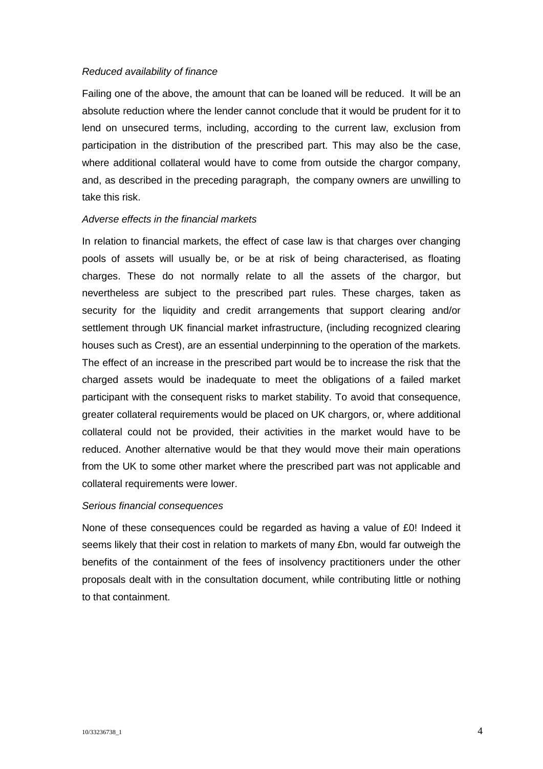*Reduced availability of finance*

Failing one of the above, the amount that can be loaned will be reduced. It will be an absolute reduction where the lender cannot conclude that it would be prudent for it to lend on unsecured terms, including, according to the current law, exclusion from participation in the distribution of the prescribed part. This may also be the case, where additional collateral would have to come from outside the chargor company, and, as described in the preceding paragraph, the company owners are unwilling to take this risk.

*Adverse effects in the financial markets*

In relation to financial markets, the effect of case law is that charges over changing pools of assets will usually be, or be at risk of being characterised, as floating charges. These do not normally relate to all the assets of the chargor, but nevertheless are subject to the prescribed part rules. These charges, taken as security for the liquidity and credit arrangements that support clearing and/or settlement through UK financial market infrastructure, (including recognized clearing houses such as Crest), are an essential underpinning to the operation of the markets. The effect of an increase in the prescribed part would be to increase the risk that the charged assets would be inadequate to meet the obligations of a failed market participant with the consequent risks to market stability. To avoid that consequence, greater collateral requirements would be placed on UK chargors, or, where additional collateral could not be provided, their activities in the market would have to be reduced. Another alternative would be that they would move their main operations from the UK to some other market where the prescribed part was not applicable and collateral requirements were lower.

*Serious financial consequences*

None of these consequences could be regarded as having a value of £0! Indeed it seems likely that their cost in relation to markets of many £bn, would far outweigh the benefits of the containment of the fees of insolvency practitioners under the other proposals dealt with in the consultation document, while contributing little or nothing to that containment.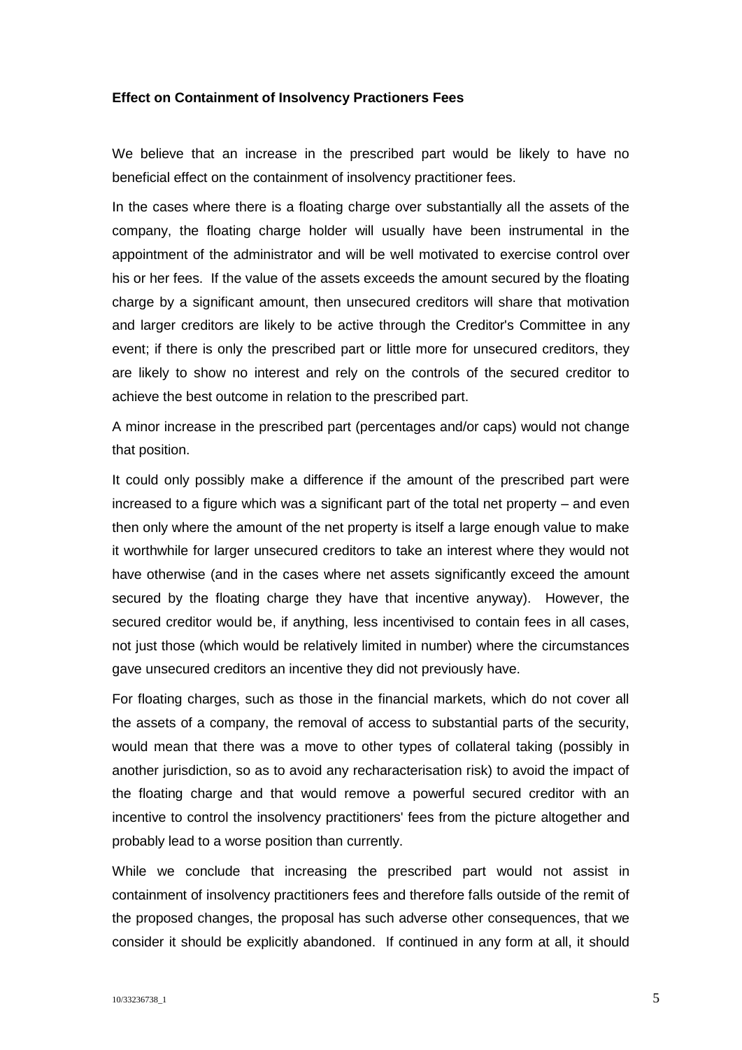**Effect on Containment of Insolvency Practioners Fees**

We believe that an increase in the prescribed part would be likely to have no beneficial effect on the containment of insolvency practitioner fees.

In the cases where there is a floating charge over substantially all the assets of the company, the floating charge holder will usually have been instrumental in the appointment of the administrator and will be well motivated to exercise control over his or her fees. If the value of the assets exceeds the amount secured by the floating charge by a significant amount, then unsecured creditors will share that motivation and larger creditors are likely to be active through the Creditor's Committee in any event; if there is only the prescribed part or little more for unsecured creditors, they are likely to show no interest and rely on the controls of the secured creditor to achieve the best outcome in relation to the prescribed part.

A minor increase in the prescribed part (percentages and/or caps) would not change that position.

It could only possibly make a difference if the amount of the prescribed part were increased to a figure which was a significant part of the total net property – and even then only where the amount of the net property is itself a large enough value to make it worthwhile for larger unsecured creditors to take an interest where they would not have otherwise (and in the cases where net assets significantly exceed the amount secured by the floating charge they have that incentive anyway). However, the secured creditor would be, if anything, less incentivised to contain fees in all cases, not just those (which would be relatively limited in number) where the circumstances gave unsecured creditors an incentive they did not previously have.

For floating charges, such as those in the financial markets, which do not cover all the assets of a company, the removal of access to substantial parts of the security, would mean that there was a move to other types of collateral taking (possibly in another jurisdiction, so as to avoid any recharacterisation risk) to avoid the impact of the floating charge and that would remove a powerful secured creditor with an incentive to control the insolvency practitioners' fees from the picture altogether and probably lead to a worse position than currently.

While we conclude that increasing the prescribed part would not assist in containment of insolvency practitioners fees and therefore falls outside of the remit of the proposed changes, the proposal has such adverse other consequences, that we consider it should be explicitly abandoned. If continued in any form at all, it should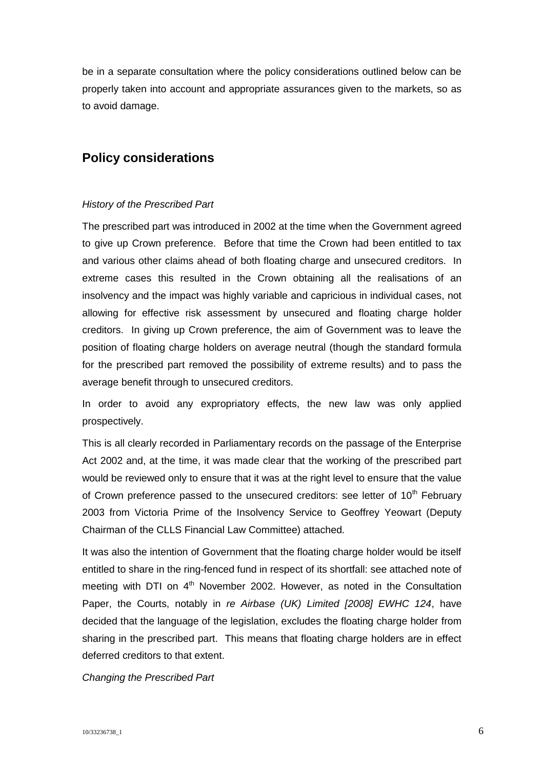be in a separate consultation where the policy considerations outlined below can be properly taken into account and appropriate assurances given to the markets, so as to avoid damage.

## Policy considerations

*History of the Prescribed Part*

The prescribed part was introduced in 2002 at the time when the Government agreed to give up Crown preference. Before that time the Crown had been entitled to tax and various other claims ahead of both floating charge and unsecured creditors. In extreme cases this resulted in the Crown obtaining all the realisations of an insolvency and the impact was highly variable and capricious in individual cases, not allowing for effective risk assessment by unsecured and floating charge holder creditors. In giving up Crown preference, the aim of Government was to leave the position of floating charge holders on average neutral (though the standard formula for the prescribed part removed the possibility of extreme results) and to pass the average benefit through to unsecured creditors.

In order to avoid any expropriatory effects, the new law was only applied prospectively.

This is all clearly recorded in Parliamentary records on the passage of the Enterprise Act 2002 and, at the time, it was made clear that the working of the prescribed part would be reviewed only to ensure that it was at the right level to ensure that the value of Crown preference passed to the unsecured creditors: see letter of 10th February 2003 from Victoria Prime of the Insolvency Service to Geoffrey Yeowart (Deputy Chairman of the CLLS Financial Law Committee) attached.

It was also the intention of Government that the floating charge holder would be itself entitled to share in the ring-fenced fund in respect of its shortfall: see attached note of meeting with DTI on 4th November 2002. However, as noted in the Consultation Paper, the Courts, notably in *re Airbase (UK) Limited [2008] EWHC 124*, have decided that the language of the legislation, excludes the floating charge holder from sharing in the prescribed part. This means that floating charge holders are in effect deferred creditors to that extent.

*Changing the Prescribed Part*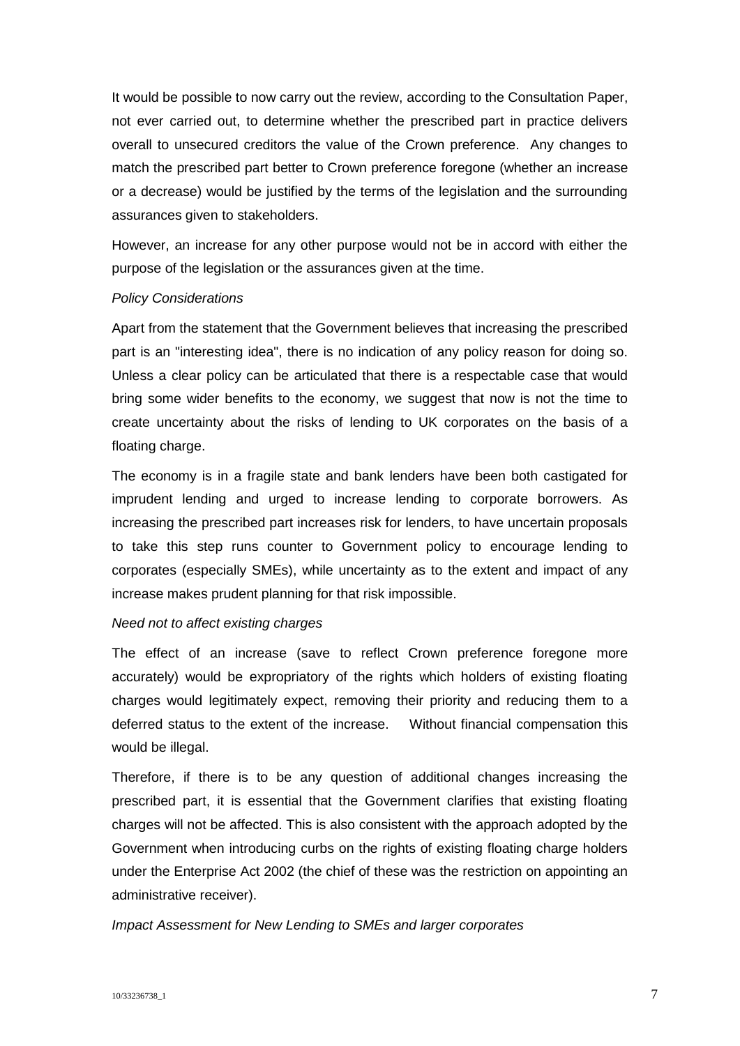It would be possible to now carry out the review, according to the Consultation Paper, not ever carried out, to determine whether the prescribed part in practice delivers overall to unsecured creditors the value of the Crown preference. Any changes to match the prescribed part better to Crown preference foregone (whether an increase or a decrease) would be justified by the terms of the legislation and the surrounding assurances given to stakeholders.

However, an increase for any other purpose would not be in accord with either the purpose of the legislation or the assurances given at the time.

*Policy Considerations*

Apart from the statement that the Government believes that increasing the prescribed part is an "interesting idea", there is no indication of any policy reason for doing so. Unless a clear policy can be articulated that there is a respectable case that would bring some wider benefits to the economy, we suggest that now is not the time to create uncertainty about the risks of lending to UK corporates on the basis of a floating charge.

The economy is in a fragile state and bank lenders have been both castigated for imprudent lending and urged to increase lending to corporate borrowers. As increasing the prescribed part increases risk for lenders, to have uncertain proposals to take this step runs counter to Government policy to encourage lending to corporates (especially SMEs), while uncertainty as to the extent and impact of any increase makes prudent planning for that risk impossible.

*Need not to affect existing charges*

The effect of an increase (save to reflect Crown preference foregone more accurately) would be expropriatory of the rights which holders of existing floating charges would legitimately expect, removing their priority and reducing them to a deferred status to the extent of the increase. Without financial compensation this would be illegal.

Therefore, if there is to be any question of additional changes increasing the prescribed part, it is essential that the Government clarifies that existing floating charges will not be affected. This is also consistent with the approach adopted by the Government when introducing curbs on the rights of existing floating charge holders under the Enterprise Act 2002 (the chief of these was the restriction on appointing an administrative receiver).

*Impact Assessment for New Lending to SMEs and larger corporates*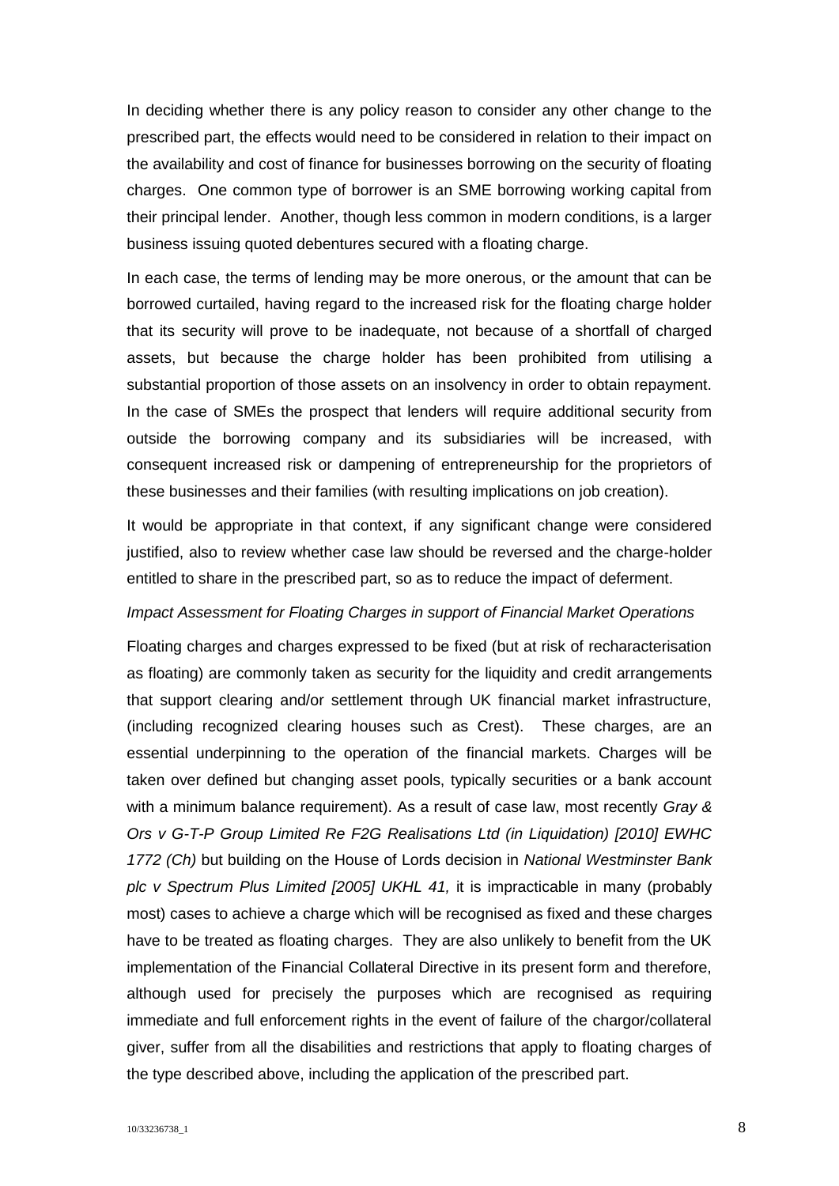In deciding whether there is any policy reason to consider any other change to the prescribed part, the effects would need to be considered in relation to their impact on the availability and cost of finance for businesses borrowing on the security of floating charges. One common type of borrower is an SME borrowing working capital from their principal lender. Another, though less common in modern conditions, is a larger business issuing quoted debentures secured with a floating charge.

In each case, the terms of lending may be more onerous, or the amount that can be borrowed curtailed, having regard to the increased risk for the floating charge holder that its security will prove to be inadequate, not because of a shortfall of charged assets, but because the charge holder has been prohibited from utilising a substantial proportion of those assets on an insolvency in order to obtain repayment. In the case of SMEs the prospect that lenders will require additional security from outside the borrowing company and its subsidiaries will be increased, with consequent increased risk or dampening of entrepreneurship for the proprietors of these businesses and their families (with resulting implications on job creation).

It would be appropriate in that context, if any significant change were considered justified, also to review whether case law should be reversed and the charge-holder entitled to share in the prescribed part, so as to reduce the impact of deferment.

*Impact Assessment for Floating Charges in support of Financial Market Operations*

Floating charges and charges expressed to be fixed (but at risk of recharacterisation as floating) are commonly taken as security for the liquidity and credit arrangements that support clearing and/or settlement through UK financial market infrastructure, (including recognized clearing houses such as Crest). These charges, are an essential underpinning to the operation of the financial markets. Charges will be taken over defined but changing asset pools, typically securities or a bank account with a minimum balance requirement). As a result of case law, most recently *Gray & Ors v G-T-P Group Limited Re F2G Realisations Ltd (in Liquidation) [2010] EWHC 1772 (Ch)* but building on the House of Lords decision in *National Westminster Bank plc v Spectrum Plus Limited [2005] UKHL 41,* it is impracticable in many (probably most) cases to achieve a charge which will be recognised as fixed and these charges have to be treated as floating charges. They are also unlikely to benefit from the UK implementation of the Financial Collateral Directive in its present form and therefore, although used for precisely the purposes which are recognised as requiring immediate and full enforcement rights in the event of failure of the chargor/collateral giver, suffer from all the disabilities and restrictions that apply to floating charges of the type described above, including the application of the prescribed part.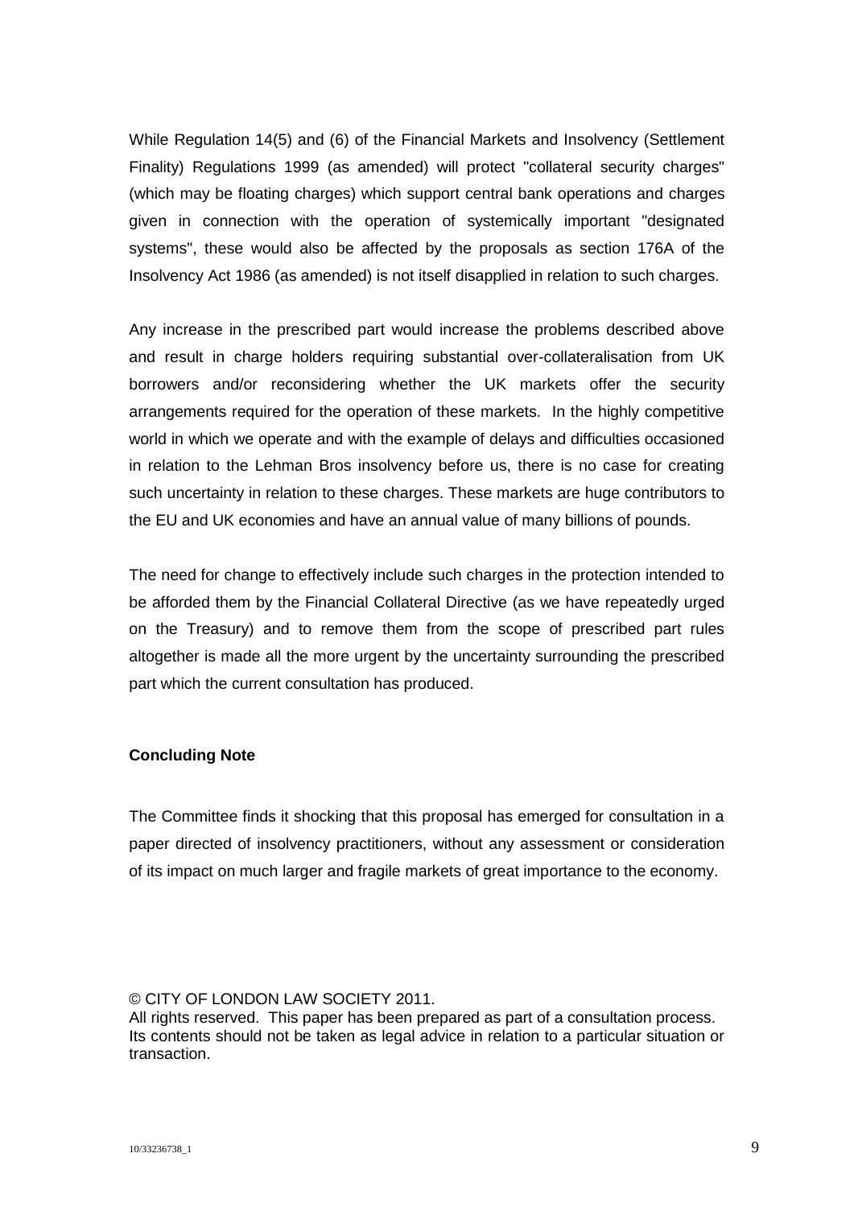While Regulation 14(5) and (6) of the Financial Markets and Insolvency (Settlement Finality) Regulations 1999 (as amended) will protect "collateral security charges" (which may be floating charges) which support central bank operations and charges given in connection with the operation of systemically important "designated systems", these would also be affected by the proposals as section 176A of the Insolvency Act 1986 (as amended) is not itself disapplied in relation to such charges.

Any increase in the prescribed part would increase the problems described above and result in charge holders requiring substantial over-collateralisation from UK borrowers and/or reconsidering whether the UK markets offer the security arrangements required for the operation of these markets. In the highly competitive world in which we operate and with the example of delays and difficulties occasioned in relation to the Lehman Bros insolvency before us, there is no case for creating such uncertainty in relation to these charges. These markets are huge contributors to the EU and UK economies and have an annual value of many billions of pounds.

The need for change to effectively include such charges in the protection intended to be afforded them by the Financial Collateral Directive (as we have repeatedly urged on the Treasury) and to remove them from the scope of prescribed part rules altogether is made all the more urgent by the uncertainty surrounding the prescribed part which the current consultation has produced.

**Concluding Note**

The Committee finds it shocking that this proposal has emerged for consultation in a paper directed of insolvency practitioners, without any assessment or consideration of its impact on much larger and fragile markets of great importance to the economy.

© CITY OF LONDON LAW SOCIETY 2011.
All rights reserved. This paper has been prepared as part of a consultation process. Its contents should not be taken as legal advice in relation to a particular situation or transaction.

10/33236738_1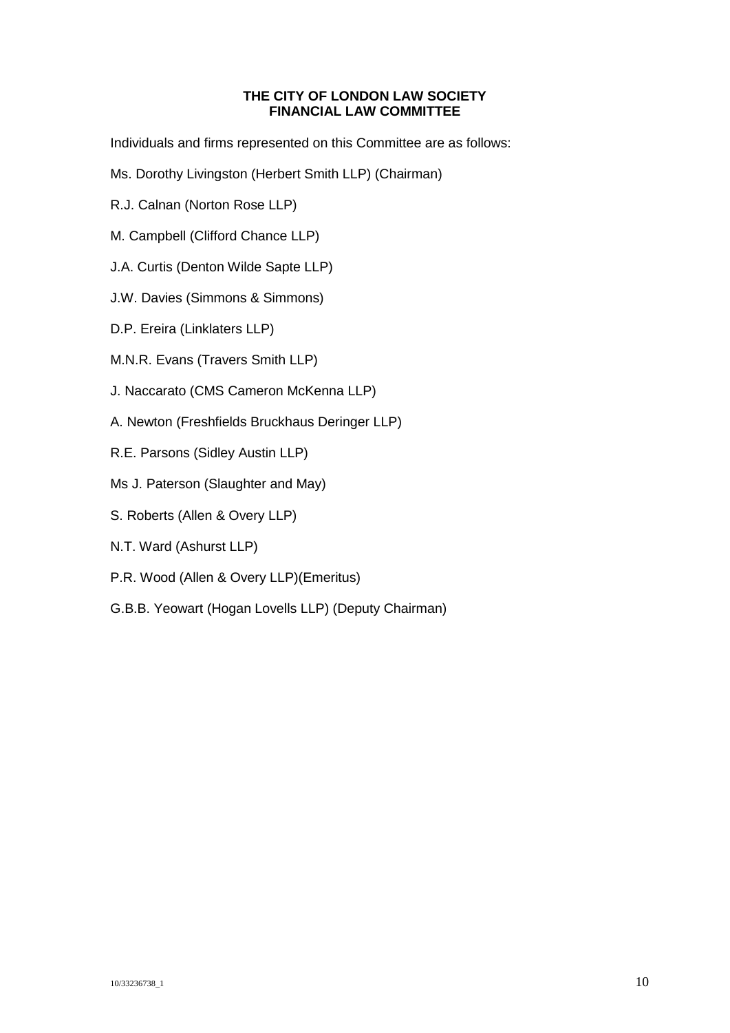**THE CITY OF LONDON LAW SOCIETY**
**FINANCIAL LAW COMMITTEE**

Individuals and firms represented on this Committee are as follows:

Ms. Dorothy Livingston (Herbert Smith LLP) (Chairman)

R.J. Calnan (Norton Rose LLP)

M. Campbell (Clifford Chance LLP)

J.A. Curtis (Denton Wilde Sapte LLP)

J.W. Davies (Simmons & Simmons)

D.P. Ereira (Linklaters LLP)

M.N.R. Evans (Travers Smith LLP)

J. Naccarato (CMS Cameron McKenna LLP)

A. Newton (Freshfields Bruckhaus Deringer LLP)

R.E. Parsons (Sidley Austin LLP)

Ms J. Paterson (Slaughter and May)

S. Roberts (Allen & Overy LLP)

N.T. Ward (Ashurst LLP)

P.R. Wood (Allen & Overy LLP)(Emeritus)

G.B.B. Yeowart (Hogan Lovells LLP) (Deputy Chairman)

10/33236738_1